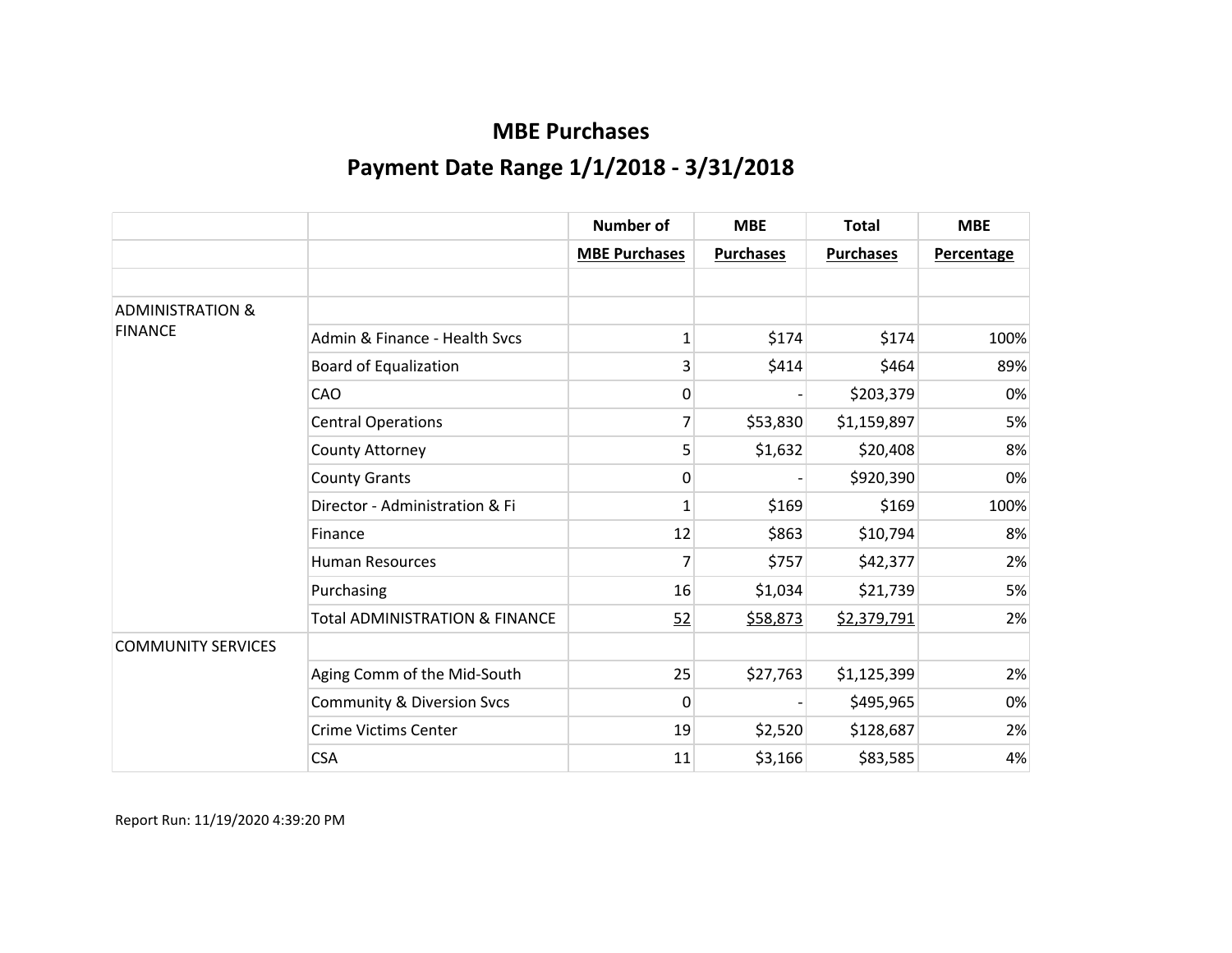# MBE Purchases

## Payment Date Range 1/1/2018 - 3/31/2018

| | | Number of | MBE | Total | MBE |
|---|---|---|---|---|---|
| | | MBE Purchases | Purchases | Purchases | Percentage |
| | | | | | |
| ADMINISTRATION & FINANCE | | | | | |
| | Admin & Finance - Health Svcs | 1 | $174 | $174 | 100% |
| | Board of Equalization | 3 | $414 | $464 | 89% |
| | CAO | 0 | - | $203,379 | 0% |
| | Central Operations | 7 | $53,830 | $1,159,897 | 5% |
| | County Attorney | 5 | $1,632 | $20,408 | 8% |
| | County Grants | 0 | - | $920,390 | 0% |
| | Director - Administration & Fi | 1 | $169 | $169 | 100% |
| | Finance | 12 | $863 | $10,794 | 8% |
| | Human Resources | 7 | $757 | $42,377 | 2% |
| | Purchasing | 16 | $1,034 | $21,739 | 5% |
| | Total ADMINISTRATION & FINANCE | 52 | $58,873 | $2,379,791 | 2% |
| COMMUNITY SERVICES | | | | | |
| | Aging Comm of the Mid-South | 25 | $27,763 | $1,125,399 | 2% |
| | Community & Diversion Svcs | 0 | - | $495,965 | 0% |
| | Crime Victims Center | 19 | $2,520 | $128,687 | 2% |
| | CSA | 11 | $3,166 | $83,585 | 4% |

Report Run: 11/19/2020 4:39:20 PM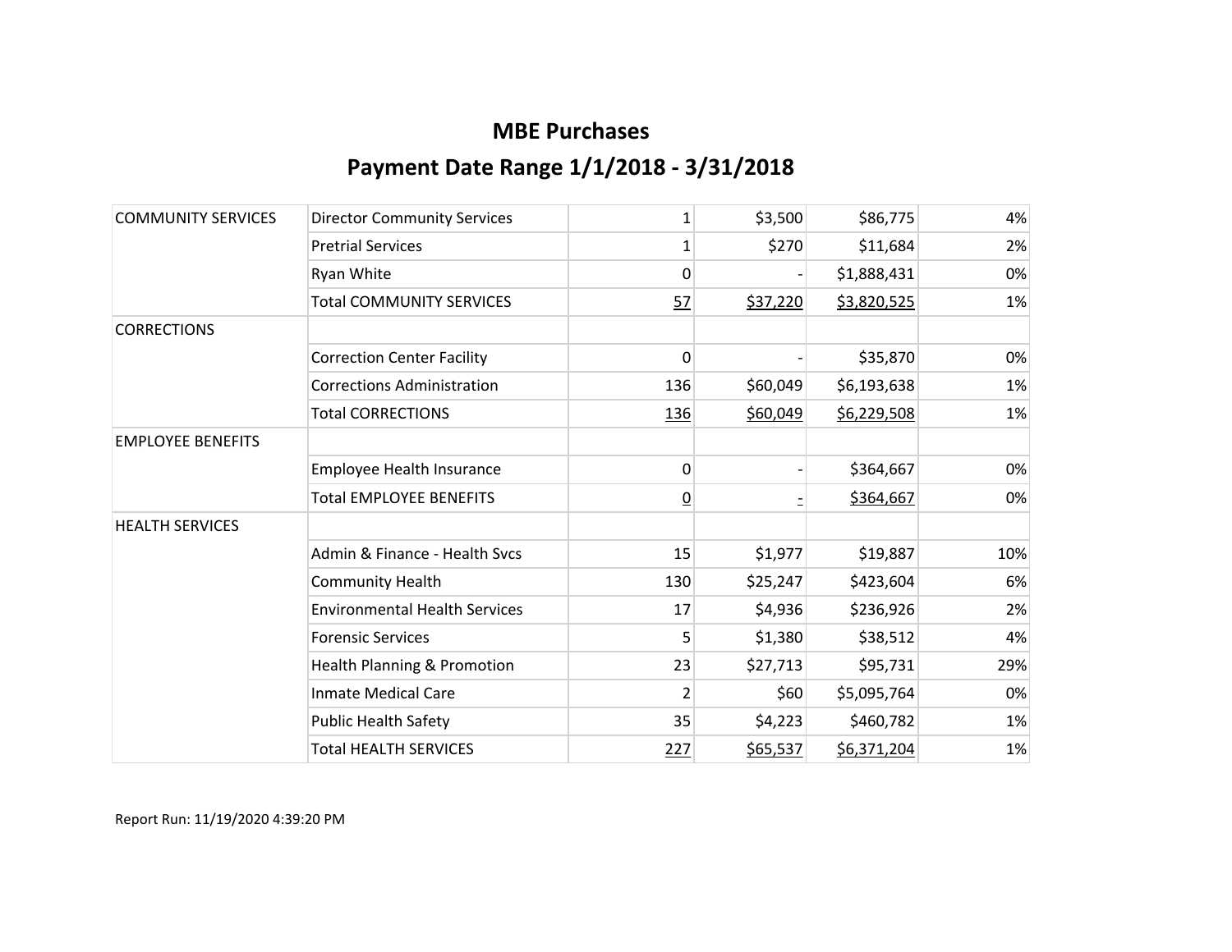# MBE Purchases

## Payment Date Range 1/1/2018 - 3/31/2018

| | | | | | |
|---|---|---|---|---|---|
| COMMUNITY SERVICES | Director Community Services | 1 | $3,500 | $86,775 | 4% |
| | Pretrial Services | 1 | $270 | $11,684 | 2% |
| | Ryan White | 0 | - | $1,888,431 | 0% |
| | Total COMMUNITY SERVICES | 57 | $37,220 | $3,820,525 | 1% |
| CORRECTIONS | | | | | |
| | Correction Center Facility | 0 | - | $35,870 | 0% |
| | Corrections Administration | 136 | $60,049 | $6,193,638 | 1% |
| | Total CORRECTIONS | 136 | $60,049 | $6,229,508 | 1% |
| EMPLOYEE BENEFITS | | | | | |
| | Employee Health Insurance | 0 | - | $364,667 | 0% |
| | Total EMPLOYEE BENEFITS | 0 | - | $364,667 | 0% |
| HEALTH SERVICES | | | | | |
| | Admin & Finance - Health Svcs | 15 | $1,977 | $19,887 | 10% |
| | Community Health | 130 | $25,247 | $423,604 | 6% |
| | Environmental Health Services | 17 | $4,936 | $236,926 | 2% |
| | Forensic Services | 5 | $1,380 | $38,512 | 4% |
| | Health Planning & Promotion | 23 | $27,713 | $95,731 | 29% |
| | Inmate Medical Care | 2 | $60 | $5,095,764 | 0% |
| | Public Health Safety | 35 | $4,223 | $460,782 | 1% |
| | Total HEALTH SERVICES | 227 | $65,537 | $6,371,204 | 1% |

Report Run: 11/19/2020 4:39:20 PM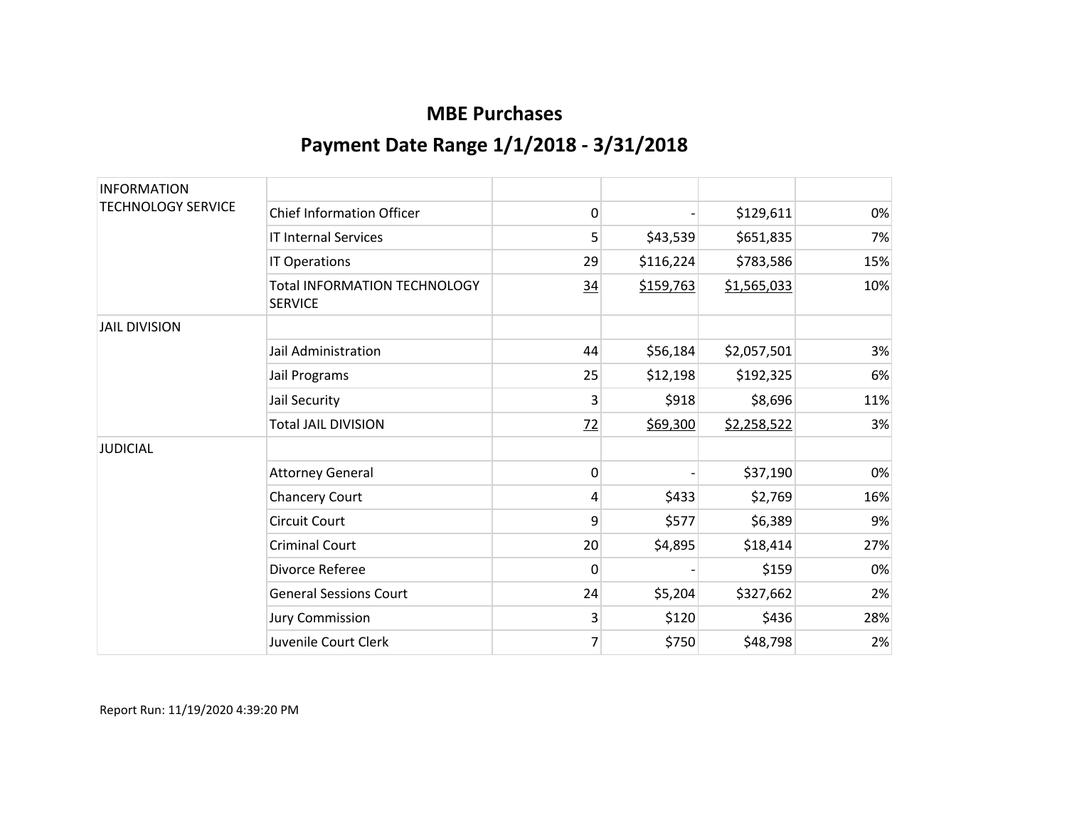# MBE Purchases

## Payment Date Range 1/1/2018 - 3/31/2018

| | | | | | |
|---|---|---|---|---|---|
| INFORMATION TECHNOLOGY SERVICE | | | | | |
| | Chief Information Officer | 0 | - | $129,611 | 0% |
| | IT Internal Services | 5 | $43,539 | $651,835 | 7% |
| | IT Operations | 29 | $116,224 | $783,586 | 15% |
| | Total INFORMATION TECHNOLOGY SERVICE | 34 | $159,763 | $1,565,033 | 10% |
| JAIL DIVISION | | | | | |
| | Jail Administration | 44 | $56,184 | $2,057,501 | 3% |
| | Jail Programs | 25 | $12,198 | $192,325 | 6% |
| | Jail Security | 3 | $918 | $8,696 | 11% |
| | Total JAIL DIVISION | 72 | $69,300 | $2,258,522 | 3% |
| JUDICIAL | | | | | |
| | Attorney General | 0 | - | $37,190 | 0% |
| | Chancery Court | 4 | $433 | $2,769 | 16% |
| | Circuit Court | 9 | $577 | $6,389 | 9% |
| | Criminal Court | 20 | $4,895 | $18,414 | 27% |
| | Divorce Referee | 0 | - | $159 | 0% |
| | General Sessions Court | 24 | $5,204 | $327,662 | 2% |
| | Jury Commission | 3 | $120 | $436 | 28% |
| | Juvenile Court Clerk | 7 | $750 | $48,798 | 2% |

Report Run: 11/19/2020 4:39:20 PM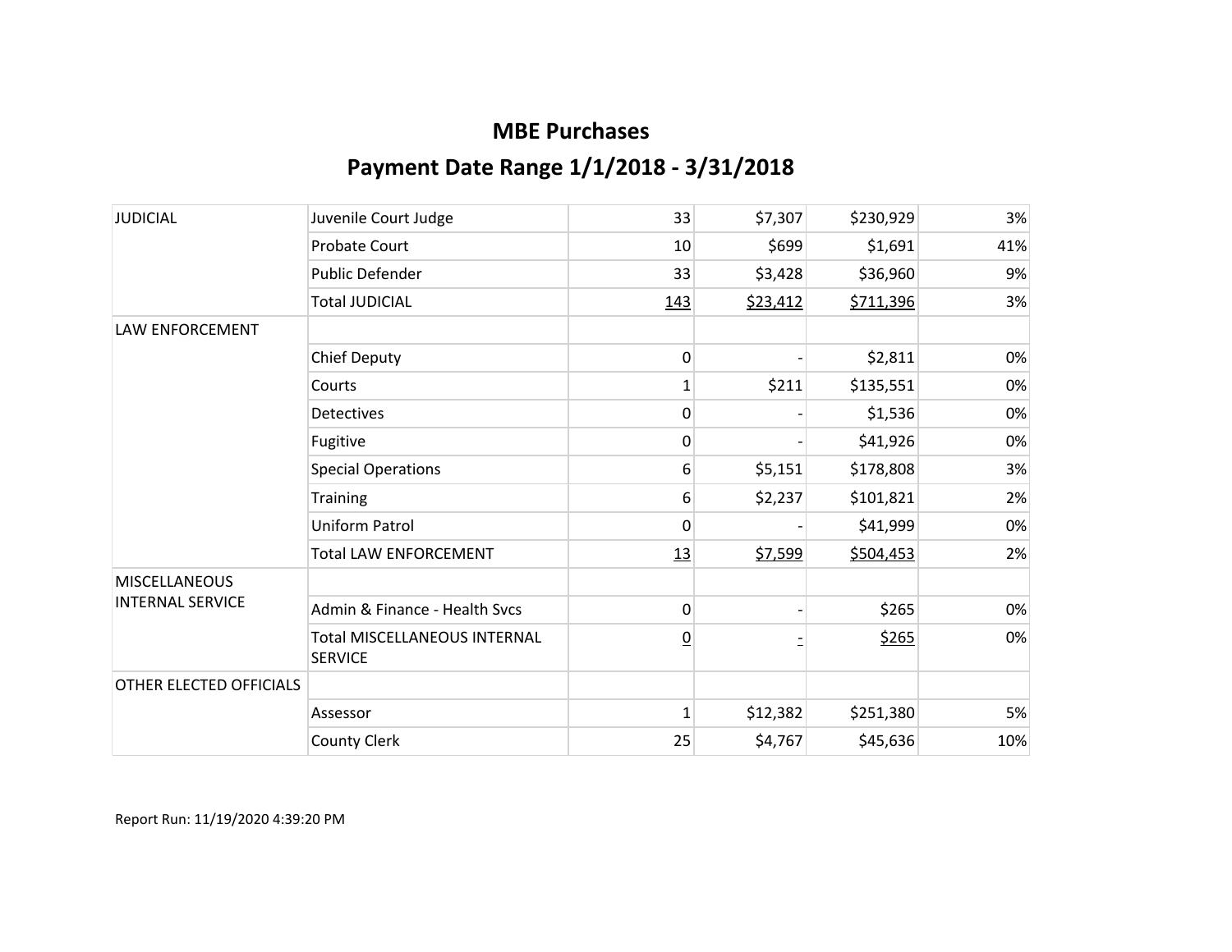# MBE Purchases

## Payment Date Range 1/1/2018 - 3/31/2018

| | | | | | |
|---|---|---|---|---|---|
| JUDICIAL | Juvenile Court Judge | 33 | $7,307 | $230,929 | 3% |
| | Probate Court | 10 | $699 | $1,691 | 41% |
| | Public Defender | 33 | $3,428 | $36,960 | 9% |
| | Total JUDICIAL | 143 | $23,412 | $711,396 | 3% |
| LAW ENFORCEMENT | | | | | |
| | Chief Deputy | 0 | - | $2,811 | 0% |
| | Courts | 1 | $211 | $135,551 | 0% |
| | Detectives | 0 | - | $1,536 | 0% |
| | Fugitive | 0 | - | $41,926 | 0% |
| | Special Operations | 6 | $5,151 | $178,808 | 3% |
| | Training | 6 | $2,237 | $101,821 | 2% |
| | Uniform Patrol | 0 | - | $41,999 | 0% |
| | Total LAW ENFORCEMENT | 13 | $7,599 | $504,453 | 2% |
| MISCELLANEOUS INTERNAL SERVICE | | | | | |
| | Admin & Finance - Health Svcs | 0 | - | $265 | 0% |
| | Total MISCELLANEOUS INTERNAL SERVICE | 0 | - | $265 | 0% |
| OTHER ELECTED OFFICIALS | | | | | |
| | Assessor | 1 | $12,382 | $251,380 | 5% |
| | County Clerk | 25 | $4,767 | $45,636 | 10% |

Report Run: 11/19/2020 4:39:20 PM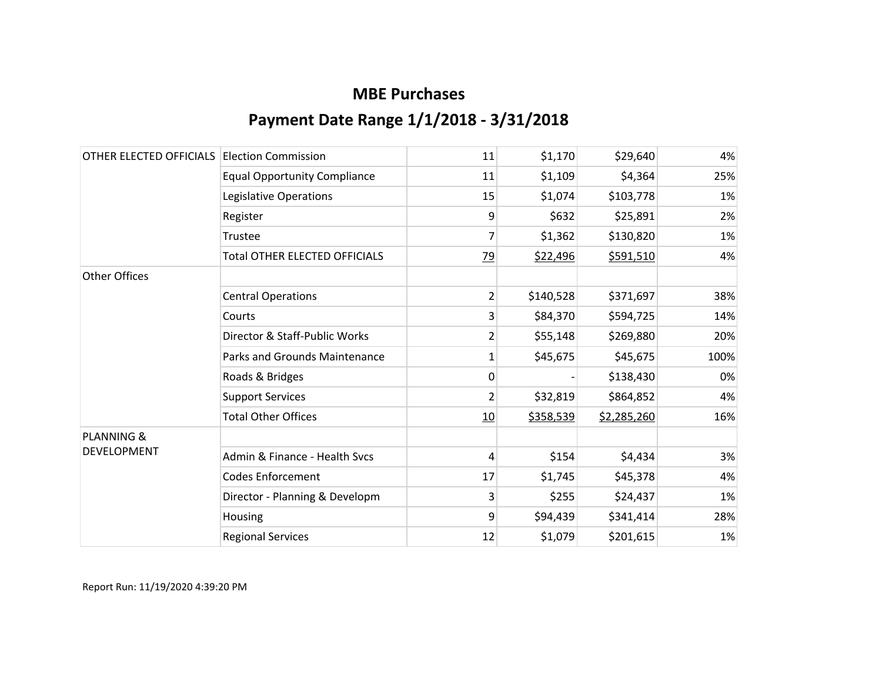# MBE Purchases

## Payment Date Range 1/1/2018 - 3/31/2018

| | | | | | |
|---|---|---|---|---|---|
| OTHER ELECTED OFFICIALS | Election Commission | 11 | $1,170 | $29,640 | 4% |
| | Equal Opportunity Compliance | 11 | $1,109 | $4,364 | 25% |
| | Legislative Operations | 15 | $1,074 | $103,778 | 1% |
| | Register | 9 | $632 | $25,891 | 2% |
| | Trustee | 7 | $1,362 | $130,820 | 1% |
| | Total OTHER ELECTED OFFICIALS | 79 | $22,496 | $591,510 | 4% |
| Other Offices | | | | | |
| | Central Operations | 2 | $140,528 | $371,697 | 38% |
| | Courts | 3 | $84,370 | $594,725 | 14% |
| | Director & Staff-Public Works | 2 | $55,148 | $269,880 | 20% |
| | Parks and Grounds Maintenance | 1 | $45,675 | $45,675 | 100% |
| | Roads & Bridges | 0 | - | $138,430 | 0% |
| | Support Services | 2 | $32,819 | $864,852 | 4% |
| | Total Other Offices | 10 | $358,539 | $2,285,260 | 16% |
| PLANNING & DEVELOPMENT | | | | | |
| | Admin & Finance - Health Svcs | 4 | $154 | $4,434 | 3% |
| | Codes Enforcement | 17 | $1,745 | $45,378 | 4% |
| | Director - Planning & Developm | 3 | $255 | $24,437 | 1% |
| | Housing | 9 | $94,439 | $341,414 | 28% |
| | Regional Services | 12 | $1,079 | $201,615 | 1% |

Report Run: 11/19/2020 4:39:20 PM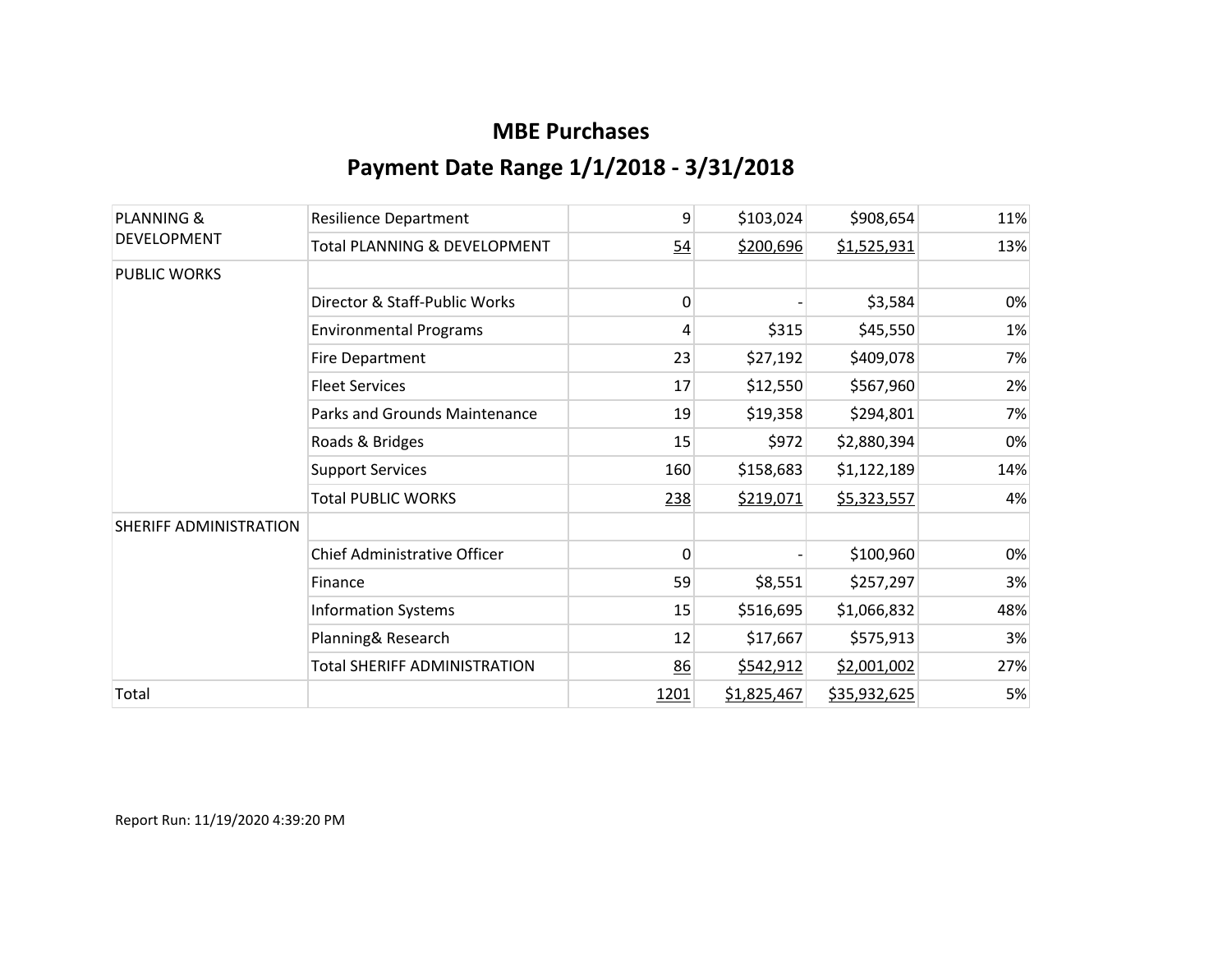# MBE Purchases

## Payment Date Range 1/1/2018 - 3/31/2018

| | | | | | |
|---|---|---|---|---|---|
| PLANNING & DEVELOPMENT | Resilience Department | 9 | $103,024 | $908,654 | 11% |
| | Total PLANNING & DEVELOPMENT | 54 | $200,696 | $1,525,931 | 13% |
| PUBLIC WORKS | | | | | |
| | Director & Staff-Public Works | 0 | - | $3,584 | 0% |
| | Environmental Programs | 4 | $315 | $45,550 | 1% |
| | Fire Department | 23 | $27,192 | $409,078 | 7% |
| | Fleet Services | 17 | $12,550 | $567,960 | 2% |
| | Parks and Grounds Maintenance | 19 | $19,358 | $294,801 | 7% |
| | Roads & Bridges | 15 | $972 | $2,880,394 | 0% |
| | Support Services | 160 | $158,683 | $1,122,189 | 14% |
| | Total PUBLIC WORKS | 238 | $219,071 | $5,323,557 | 4% |
| SHERIFF ADMINISTRATION | | | | | |
| | Chief Administrative Officer | 0 | - | $100,960 | 0% |
| | Finance | 59 | $8,551 | $257,297 | 3% |
| | Information Systems | 15 | $516,695 | $1,066,832 | 48% |
| | Planning& Research | 12 | $17,667 | $575,913 | 3% |
| | Total SHERIFF ADMINISTRATION | 86 | $542,912 | $2,001,002 | 27% |
| Total | | 1201 | $1,825,467 | $35,932,625 | 5% |

Report Run: 11/19/2020 4:39:20 PM